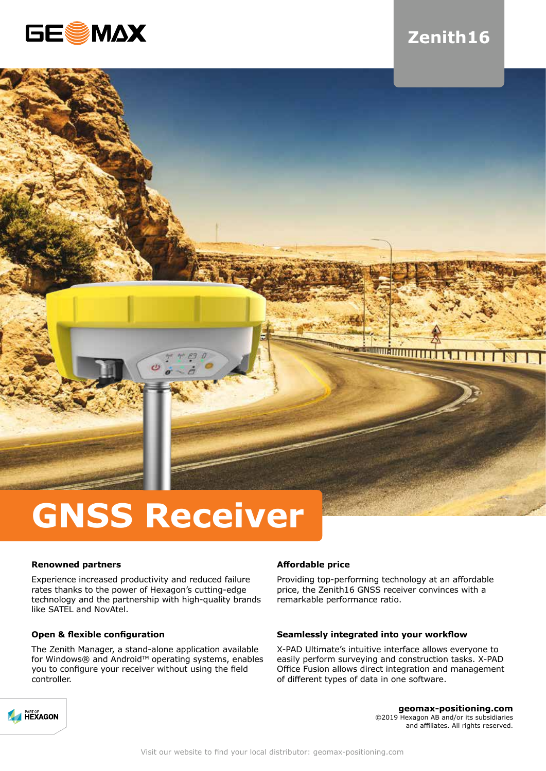GEOMAX

# Zenith16

# GNSS Receiver

### Renowned partners

Experience increased productivity and reduced failure rates thanks to the power of Hexagon's cutting-edge technology and the partnership with high-quality brands like SATEL and NovAtel.

### Open & flexible configuration

The Zenith Manager, a stand-alone application available for Windows® and Android™ operating systems, enables you to configure your receiver without using the field controller.

### Affordable price

Providing top-performing technology at an affordable price, the Zenith16 GNSS receiver convinces with a remarkable performance ratio.

### Seamlessly integrated into your workflow

X-PAD Ultimate's intuitive interface allows everyone to easily perform surveying and construction tasks. X-PAD Office Fusion allows direct integration and management of different types of data in one software.

PART OF HEXAGON

**geomax-positioning.com**
©2019 Hexagon AB and/or its subsidiaries and affiliates. All rights reserved.

Visit our website to find your local distributor: geomax-positioning.com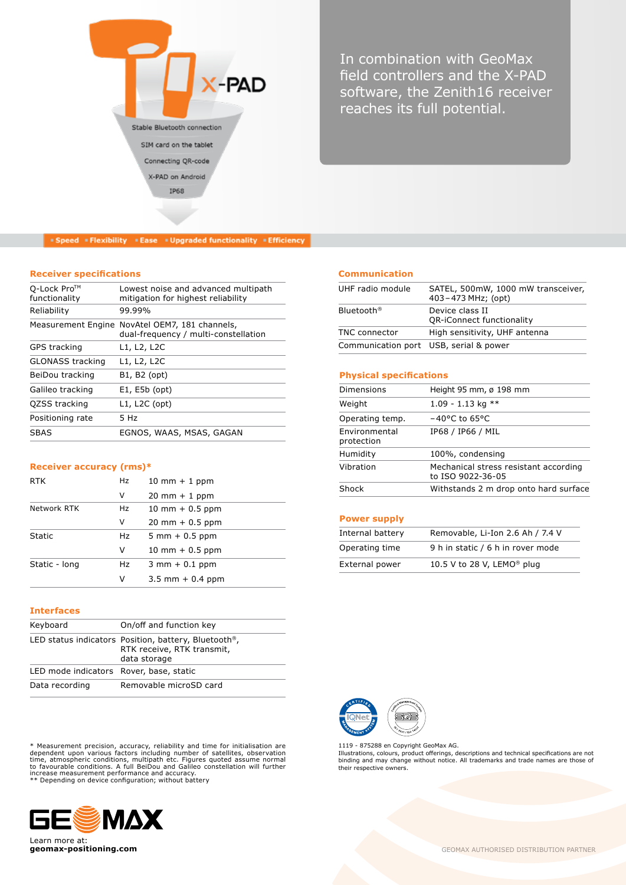Stable Bluetooth connection

SIM card on the tablet

Connecting QR-code

X-PAD on Android

IP68

In combination with GeoMax field controllers and the X-PAD software, the Zenith16 receiver reaches its full potential.

▪ Speed ▪ Flexibility ▪ Ease ▪ Upgraded functionality ▪ Efficiency

## Receiver specifications

| | |
|---|---|
| Q-Lock Pro™ functionality | Lowest noise and advanced multipath mitigation for highest reliability |
| Reliability | 99.99% |
| Measurement Engine | NovAtel OEM7, 181 channels, dual-frequency / multi-constellation |
| GPS tracking | L1, L2, L2C |
| GLONASS tracking | L1, L2, L2C |
| BeiDou tracking | B1, B2 (opt) |
| Galileo tracking | E1, E5b (opt) |
| QZSS tracking | L1, L2C (opt) |
| Positioning rate | 5 Hz |
| SBAS | EGNOS, WAAS, MSAS, GAGAN |

## Receiver accuracy (rms)*

| | | |
|---|---|---|
| RTK | Hz | 10 mm + 1 ppm |
| | V | 20 mm + 1 ppm |
| Network RTK | Hz | 10 mm + 0.5 ppm |
| | V | 20 mm + 0.5 ppm |
| Static | Hz | 5 mm + 0.5 ppm |
| | V | 10 mm + 0.5 ppm |
| Static - long | Hz | 3 mm + 0.1 ppm |
| | V | 3.5 mm + 0.4 ppm |

## Interfaces

| | |
|---|---|
| Keyboard | On/off and function key |
| LED status indicators | Position, battery, Bluetooth®, RTK receive, RTK transmit, data storage |
| LED mode indicators | Rover, base, static |
| Data recording | Removable microSD card |

## Communication

| | |
|---|---|
| UHF radio module | SATEL, 500mW, 1000 mW transceiver, 403–473 MHz; (opt) |
| Bluetooth® | Device class II QR-iConnect functionality |
| TNC connector | High sensitivity, UHF antenna |
| Communication port | USB, serial & power |

## Physical specifications

| | |
|---|---|
| Dimensions | Height 95 mm, ø 198 mm |
| Weight | 1.09 - 1.13 kg ** |
| Operating temp. | −40°C to 65°C |
| Environmental protection | IP68 / IP66 / MIL |
| Humidity | 100%, condensing |
| Vibration | Mechanical stress resistant according to ISO 9022-36-05 |
| Shock | Withstands 2 m drop onto hard surface |

## Power supply

| | |
|---|---|
| Internal battery | Removable, Li-Ion 2.6 Ah / 7.4 V |
| Operating time | 9 h in static / 6 h in rover mode |
| External power | 10.5 V to 28 V, LEMO® plug |

\* Measurement precision, accuracy, reliability and time for initialisation are dependent upon various factors including number of satellites, observation time, atmospheric conditions, multipath etc. Figures quoted assume normal to favourable conditions. A full BeiDou and Galileo constellation will further increase measurement performance and accuracy.
** Depending on device configuration; without battery

1119 - 875288 en Copyright GeoMax AG.
Illustrations, colours, product offerings, descriptions and technical specifications are not binding and may change without notice. All trademarks and trade names are those of their respective owners.

Learn more at:
**geomax-positioning.com**

GEOMAX AUTHORISED DISTRIBUTION PARTNER